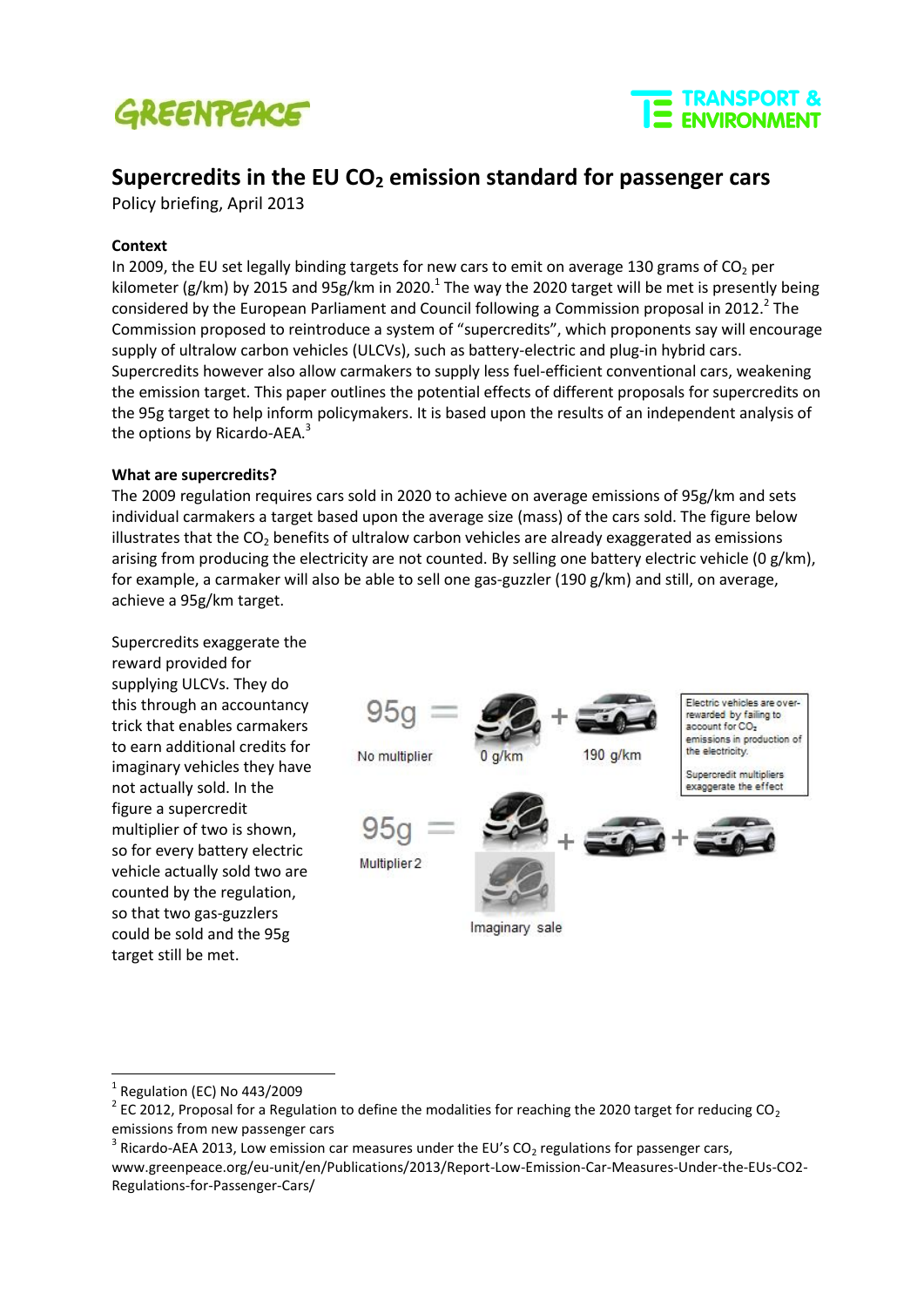# Supercredits in the EU $CO_2$ emission standard for passenger cars

Policy briefing, April 2013

**Context**

In 2009, the EU set legally binding targets for new cars to emit on average 130 grams of $CO_2$ per kilometer (g/km) by 2015 and 95g/km in 2020.[1] The way the 2020 target will be met is presently being considered by the European Parliament and Council following a Commission proposal in 2012.[2] The Commission proposed to reintroduce a system of "supercredits", which proponents say will encourage supply of ultralow carbon vehicles (ULCVs), such as battery-electric and plug-in hybrid cars. Supercredits however also allow carmakers to supply less fuel-efficient conventional cars, weakening the emission target. This paper outlines the potential effects of different proposals for supercredits on the 95g target to help inform policymakers. It is based upon the results of an independent analysis of the options by Ricardo-AEA.[3]

**What are supercredits?**

The 2009 regulation requires cars sold in 2020 to achieve on average emissions of 95g/km and sets individual carmakers a target based upon the average size (mass) of the cars sold. The figure below illustrates that the $CO_2$ benefits of ultralow carbon vehicles are already exaggerated as emissions arising from producing the electricity are not counted. By selling one battery electric vehicle (0 g/km), for example, a carmaker will also be able to sell one gas-guzzler (190 g/km) and still, on average, achieve a 95g/km target.

Supercredits exaggerate the reward provided for supplying ULCVs. They do this through an accountancy trick that enables carmakers to earn additional credits for imaginary vehicles they have not actually sold. In the figure a supercredit multiplier of two is shown, so for every battery electric vehicle actually sold two are counted by the regulation, so that two gas-guzzlers could be sold and the 95g target still be met.

---

[1] Regulation (EC) No 443/2009

[2] EC 2012, Proposal for a Regulation to define the modalities for reaching the 2020 target for reducing $CO_2$ emissions from new passenger cars

[3] Ricardo-AEA 2013, Low emission car measures under the EU's $CO_2$ regulations for passenger cars, www.greenpeace.org/eu-unit/en/Publications/2013/Report-Low-Emission-Car-Measures-Under-the-EUs-CO2-Regulations-for-Passenger-Cars/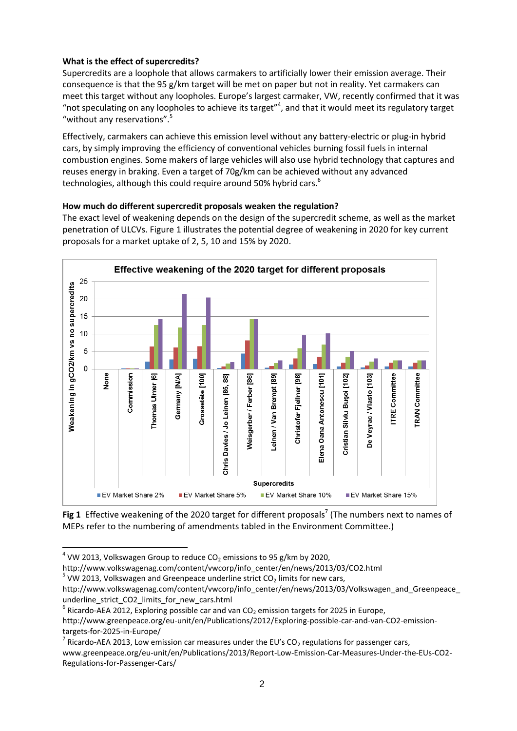**What is the effect of supercredits?**

Supercredits are a loophole that allows carmakers to artificially lower their emission average. Their consequence is that the 95 g/km target will be met on paper but not in reality. Yet carmakers can meet this target without any loopholes. Europe's largest carmaker, VW, recently confirmed that it was "not speculating on any loopholes to achieve its target"[4], and that it would meet its regulatory target "without any reservations".[5]

Effectively, carmakers can achieve this emission level without any battery-electric or plug-in hybrid cars, by simply improving the efficiency of conventional vehicles burning fossil fuels in internal combustion engines. Some makers of large vehicles will also use hybrid technology that captures and reuses energy in braking. Even a target of 70g/km can be achieved without any advanced technologies, although this could require around 50% hybrid cars.[6]

**How much do different supercredit proposals weaken the regulation?**

The exact level of weakening depends on the design of the supercredit scheme, as well as the market penetration of ULCVs. Figure 1 illustrates the potential degree of weakening in 2020 for key current proposals for a market uptake of 2, 5, 10 and 15% by 2020.

**Fig 1** Effective weakening of the 2020 target for different proposals[7] (The numbers next to names of MEPs refer to the numbering of amendments tabled in the Environment Committee.)

---

[4] VW 2013, Volkswagen Group to reduce $CO_2$ emissions to 95 g/km by 2020, http://www.volkswagenag.com/content/vwcorp/info_center/en/news/2013/03/CO2.html

[5] VW 2013, Volkswagen and Greenpeace underline strict $CO_2$ limits for new cars, http://www.volkswagenag.com/content/vwcorp/info_center/en/news/2013/03/Volkswagen_and_Greenpeace_underline_strict_CO2_limits_for_new_cars.html

[6] Ricardo-AEA 2012, Exploring possible car and van $CO_2$ emission targets for 2025 in Europe, http://www.greenpeace.org/eu-unit/en/Publications/2012/Exploring-possible-car-and-van-CO2-emission-targets-for-2025-in-Europe/

[7] Ricardo-AEA 2013, Low emission car measures under the EU's $CO_2$ regulations for passenger cars, www.greenpeace.org/eu-unit/en/Publications/2013/Report-Low-Emission-Car-Measures-Under-the-EUs-CO2-Regulations-for-Passenger-Cars/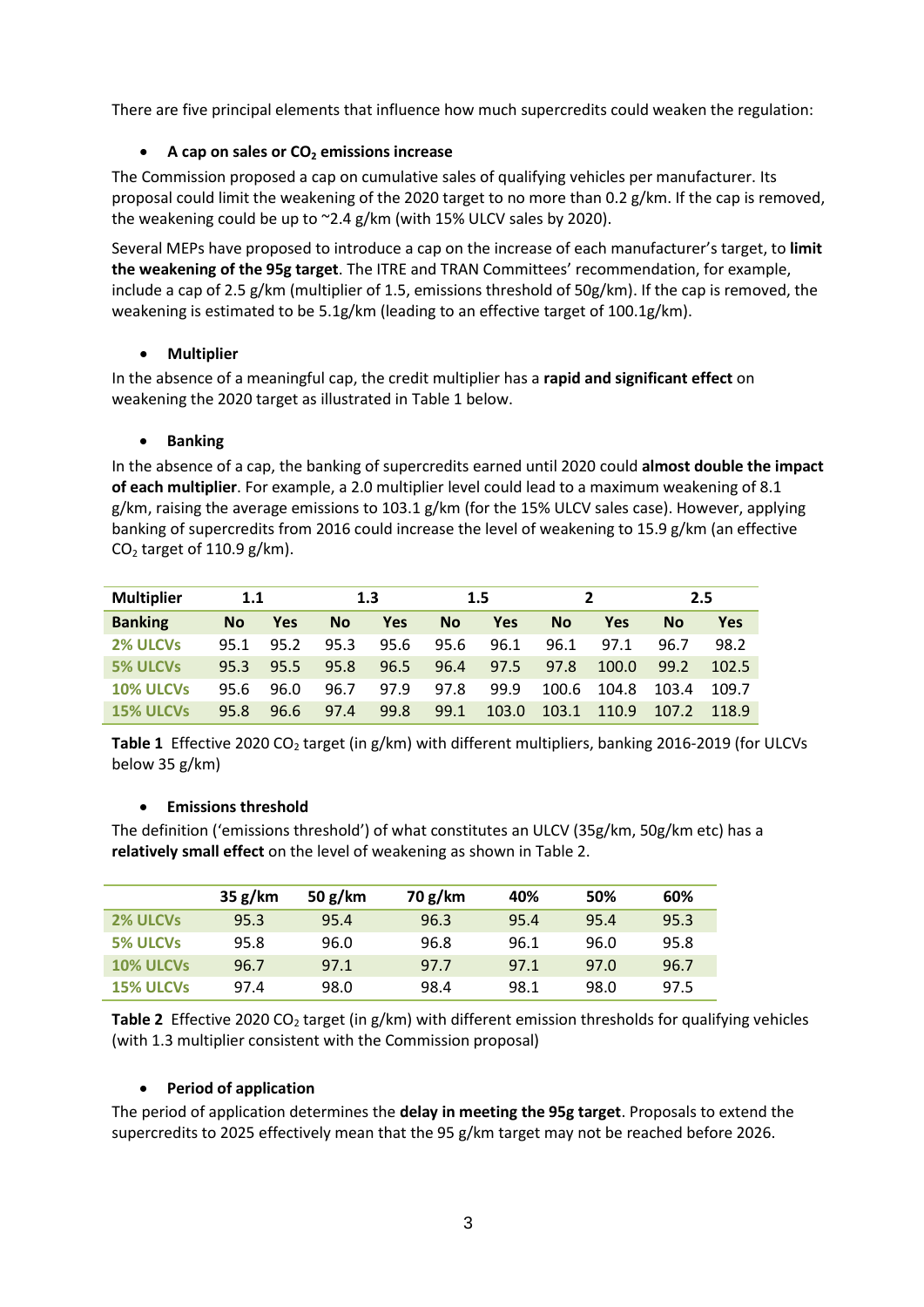There are five principal elements that influence how much supercredits could weaken the regulation:

- **A cap on sales or $CO_2$ emissions increase**

The Commission proposed a cap on cumulative sales of qualifying vehicles per manufacturer. Its proposal could limit the weakening of the 2020 target to no more than 0.2 g/km. If the cap is removed, the weakening could be up to ~2.4 g/km (with 15% ULCV sales by 2020).

Several MEPs have proposed to introduce a cap on the increase of each manufacturer's target, to **limit the weakening of the 95g target**. The ITRE and TRAN Committees' recommendation, for example, include a cap of 2.5 g/km (multiplier of 1.5, emissions threshold of 50g/km). If the cap is removed, the weakening is estimated to be 5.1g/km (leading to an effective target of 100.1g/km).

- **Multiplier**

In the absence of a meaningful cap, the credit multiplier has a **rapid and significant effect** on weakening the 2020 target as illustrated in Table 1 below.

- **Banking**

In the absence of a cap, the banking of supercredits earned until 2020 could **almost double the impact of each multiplier**. For example, a 2.0 multiplier level could lead to a maximum weakening of 8.1 g/km, raising the average emissions to 103.1 g/km (for the 15% ULCV sales case). However, applying banking of supercredits from 2016 could increase the level of weakening to 15.9 g/km (an effective $CO_2$ target of 110.9 g/km).

| Multiplier | 1.1 | | 1.3 | | 1.5 | | 2 | | 2.5 | |
|---|---|---|---|---|---|---|---|---|---|---|
| **Banking** | **No** | **Yes** | **No** | **Yes** | **No** | **Yes** | **No** | **Yes** | **No** | **Yes** |
| **2% ULCVs** | 95.1 | 95.2 | 95.3 | 95.6 | 95.6 | 96.1 | 96.1 | 97.1 | 96.7 | 98.2 |
| **5% ULCVs** | 95.3 | 95.5 | 95.8 | 96.5 | 96.4 | 97.5 | 97.8 | 100.0 | 99.2 | 102.5 |
| **10% ULCVs** | 95.6 | 96.0 | 96.7 | 97.9 | 97.8 | 99.9 | 100.6 | 104.8 | 103.4 | 109.7 |
| **15% ULCVs** | 95.8 | 96.6 | 97.4 | 99.8 | 99.1 | 103.0 | 103.1 | 110.9 | 107.2 | 118.9 |

**Table 1** Effective 2020 $CO_2$ target (in g/km) with different multipliers, banking 2016-2019 (for ULCVs below 35 g/km)

- **Emissions threshold**

The definition ('emissions threshold') of what constitutes an ULCV (35g/km, 50g/km etc) has a **relatively small effect** on the level of weakening as shown in Table 2.

| | 35 g/km | 50 g/km | 70 g/km | 40% | 50% | 60% |
|---|---|---|---|---|---|---|
| **2% ULCVs** | 95.3 | 95.4 | 96.3 | 95.4 | 95.4 | 95.3 |
| **5% ULCVs** | 95.8 | 96.0 | 96.8 | 96.1 | 96.0 | 95.8 |
| **10% ULCVs** | 96.7 | 97.1 | 97.7 | 97.1 | 97.0 | 96.7 |
| **15% ULCVs** | 97.4 | 98.0 | 98.4 | 98.1 | 98.0 | 97.5 |

**Table 2** Effective 2020 $CO_2$ target (in g/km) with different emission thresholds for qualifying vehicles (with 1.3 multiplier consistent with the Commission proposal)

- **Period of application**

The period of application determines the **delay in meeting the 95g target**. Proposals to extend the supercredits to 2025 effectively mean that the 95 g/km target may not be reached before 2026.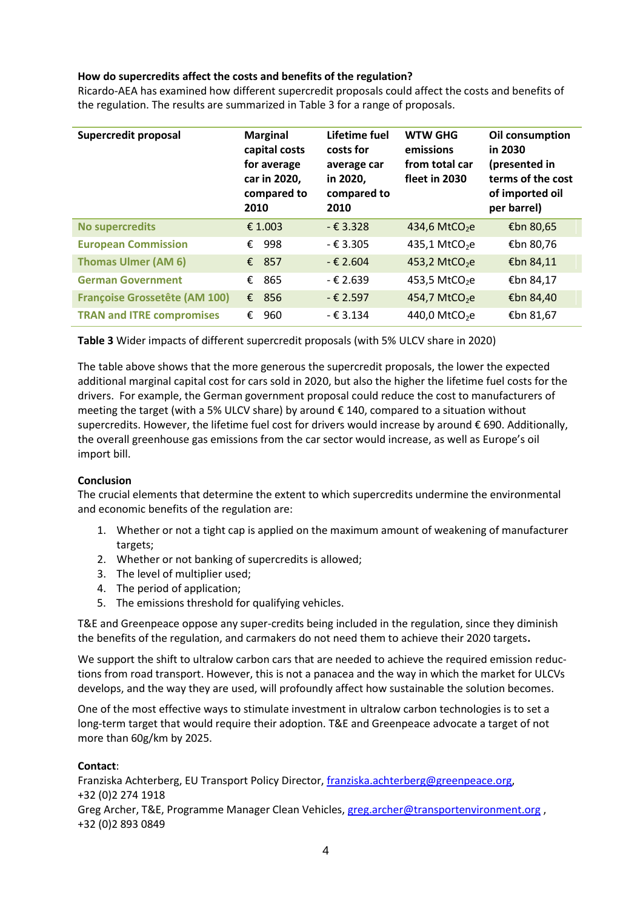**How do supercredits affect the costs and benefits of the regulation?**
Ricardo-AEA has examined how different supercredit proposals could affect the costs and benefits of the regulation. The results are summarized in Table 3 for a range of proposals.

| Supercredit proposal | Marginal capital costs for average car in 2020, compared to 2010 | Lifetime fuel costs for average car in 2020, compared to 2010 | WTW GHG emissions from total car fleet in 2030 | Oil consumption in 2030 (presented in terms of the cost of imported oil per barrel) |
|---|---|---|---|---|
| No supercredits | € 1.003 | - € 3.328 | 434,6 $MtCO_2e$ | €bn 80,65 |
| European Commission | € 998 | - € 3.305 | 435,1 $MtCO_2e$ | €bn 80,76 |
| Thomas Ulmer (AM 6) | € 857 | - € 2.604 | 453,2 $MtCO_2e$ | €bn 84,11 |
| German Government | € 865 | - € 2.639 | 453,5 $MtCO_2e$ | €bn 84,17 |
| Françoise Grossetête (AM 100) | € 856 | - € 2.597 | 454,7 $MtCO_2e$ | €bn 84,40 |
| TRAN and ITRE compromises | € 960 | - € 3.134 | 440,0 $MtCO_2e$ | €bn 81,67 |

**Table 3** Wider impacts of different supercredit proposals (with 5% ULCV share in 2020)

The table above shows that the more generous the supercredit proposals, the lower the expected additional marginal capital cost for cars sold in 2020, but also the higher the lifetime fuel costs for the drivers. For example, the German government proposal could reduce the cost to manufacturers of meeting the target (with a 5% ULCV share) by around € 140, compared to a situation without supercredits. However, the lifetime fuel cost for drivers would increase by around € 690. Additionally, the overall greenhouse gas emissions from the car sector would increase, as well as Europe's oil import bill.

**Conclusion**
The crucial elements that determine the extent to which supercredits undermine the environmental and economic benefits of the regulation are:

1. Whether or not a tight cap is applied on the maximum amount of weakening of manufacturer targets;
2. Whether or not banking of supercredits is allowed;
3. The level of multiplier used;
4. The period of application;
5. The emissions threshold for qualifying vehicles.

T&E and Greenpeace oppose any super-credits being included in the regulation, since they diminish the benefits of the regulation, and carmakers do not need them to achieve their 2020 targets**.**

We support the shift to ultralow carbon cars that are needed to achieve the required emission reductions from road transport. However, this is not a panacea and the way in which the market for ULCVs develops, and the way they are used, will profoundly affect how sustainable the solution becomes.

One of the most effective ways to stimulate investment in ultralow carbon technologies is to set a long-term target that would require their adoption. T&E and Greenpeace advocate a target of not more than 60g/km by 2025.

**Contact**:
Franziska Achterberg, EU Transport Policy Director, franziska.achterberg@greenpeace.org, +32 (0)2 274 1918
Greg Archer, T&E, Programme Manager Clean Vehicles, greg.archer@transportenvironment.org , +32 (0)2 893 0849